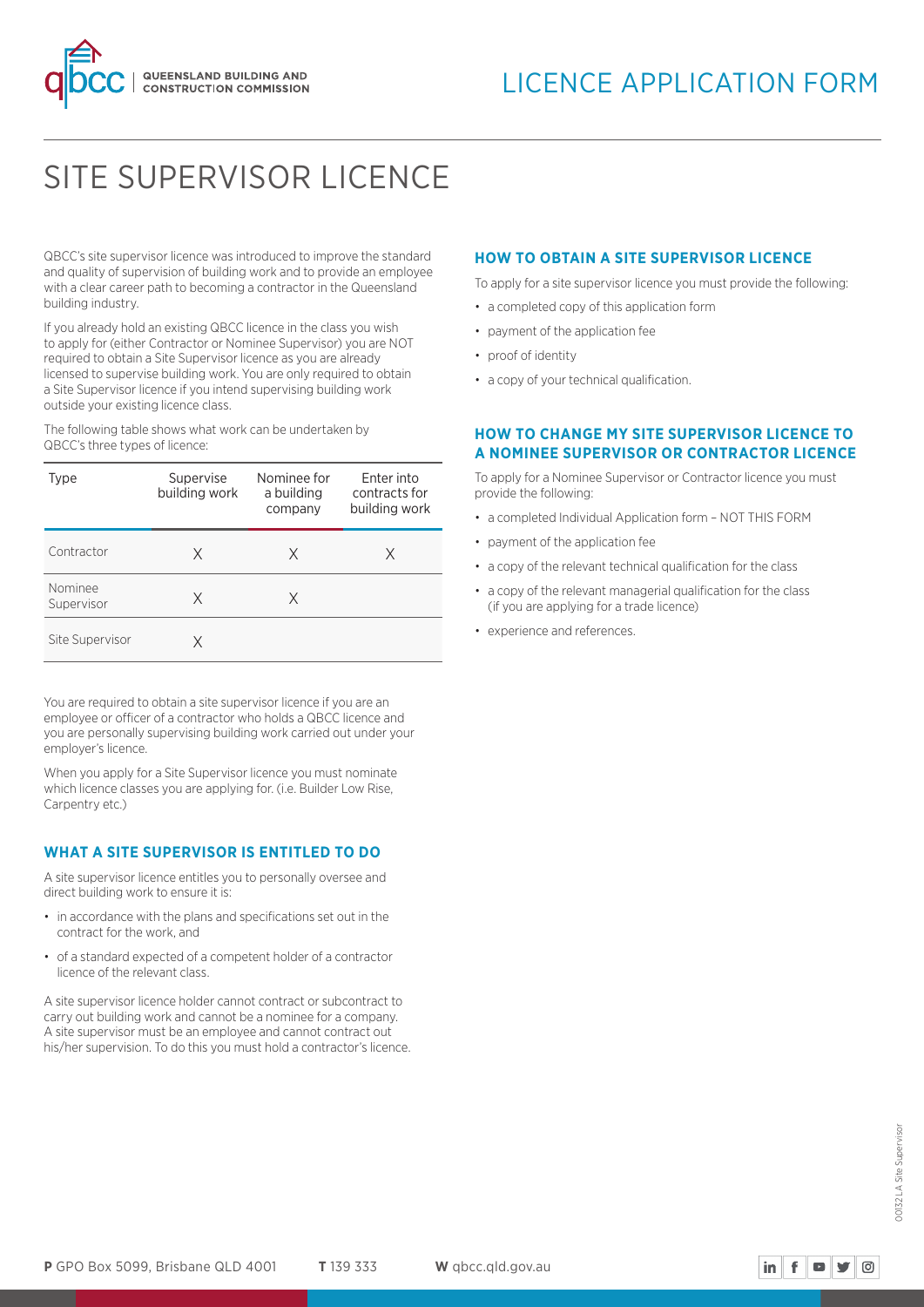# LICENCE APPLICATION FORM

# SITE SUPERVISOR LICENCE

QBCC's site supervisor licence was introduced to improve the standard and quality of supervision of building work and to provide an employee with a clear career path to becoming a contractor in the Queensland building industry.

If you already hold an existing QBCC licence in the class you wish to apply for (either Contractor or Nominee Supervisor) you are NOT required to obtain a Site Supervisor licence as you are already licensed to supervise building work. You are only required to obtain a Site Supervisor licence if you intend supervising building work outside your existing licence class.

The following table shows what work can be undertaken by QBCC's three types of licence:

| Type | Supervise building work | Nominee for a building company | Enter into contracts for building work |
|---|---|---|---|
| Contractor | X | X | X |
| Nominee Supervisor | X | X | |
| Site Supervisor | X | | |

You are required to obtain a site supervisor licence if you are an employee or officer of a contractor who holds a QBCC licence and you are personally supervising building work carried out under your employer's licence.

When you apply for a Site Supervisor licence you must nominate which licence classes you are applying for. (i.e. Builder Low Rise, Carpentry etc.)

## WHAT A SITE SUPERVISOR IS ENTITLED TO DO

A site supervisor licence entitles you to personally oversee and direct building work to ensure it is:

- in accordance with the plans and specifications set out in the contract for the work, and
- of a standard expected of a competent holder of a contractor licence of the relevant class.

A site supervisor licence holder cannot contract or subcontract to carry out building work and cannot be a nominee for a company. A site supervisor must be an employee and cannot contract out his/her supervision. To do this you must hold a contractor's licence.

## HOW TO OBTAIN A SITE SUPERVISOR LICENCE

To apply for a site supervisor licence you must provide the following:

- a completed copy of this application form
- payment of the application fee
- proof of identity
- a copy of your technical qualification.

## HOW TO CHANGE MY SITE SUPERVISOR LICENCE TO A NOMINEE SUPERVISOR OR CONTRACTOR LICENCE

To apply for a Nominee Supervisor or Contractor licence you must provide the following:

- a completed Individual Application form – NOT THIS FORM
- payment of the application fee
- a copy of the relevant technical qualification for the class
- a copy of the relevant managerial qualification for the class (if you are applying for a trade licence)
- experience and references.

**P** GPO Box 5099, Brisbane QLD 4001 **T** 139 333 **W** qbcc.qld.gov.au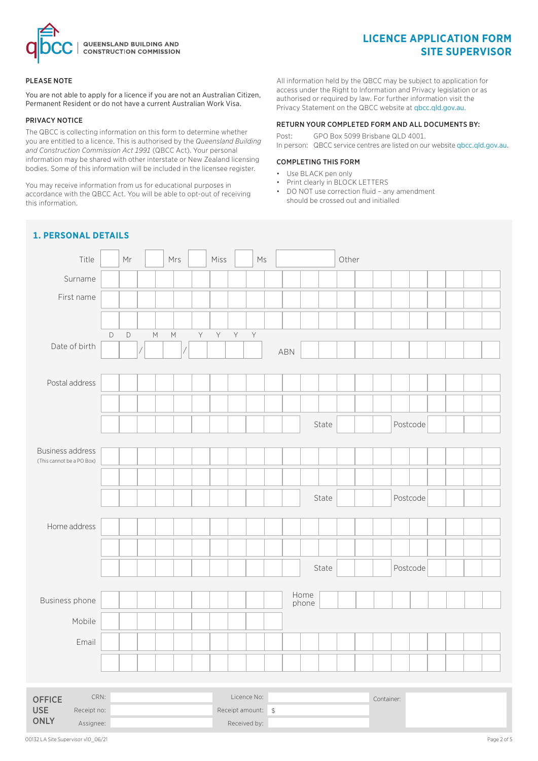QUEENSLAND BUILDING AND CONSTRUCTION COMMISSION

# LICENCE APPLICATION FORM SITE SUPERVISOR

### PLEASE NOTE

You are not able to apply for a licence if you are not an Australian Citizen, Permanent Resident or do not have a current Australian Work Visa.

### PRIVACY NOTICE

The QBCC is collecting information on this form to determine whether you are entitled to a licence. This is authorised by the *Queensland Building and Construction Commission Act 1991* (QBCC Act). Your personal information may be shared with other interstate or New Zealand licensing bodies. Some of this information will be included in the licensee register.

You may receive information from us for educational purposes in accordance with the QBCC Act. You will be able to opt-out of receiving this information.

All information held by the QBCC may be subject to application for access under the Right to Information and Privacy legislation or as authorised or required by law. For further information visit the Privacy Statement on the QBCC website at qbcc.qld.gov.au.

### RETURN YOUR COMPLETED FORM AND ALL DOCUMENTS BY:

Post: GPO Box 5099 Brisbane QLD 4001.
In person: QBCC service centres are listed on our website qbcc.qld.gov.au.

### COMPLETING THIS FORM

- Use BLACK pen only
- Print clearly in BLOCK LETTERS
- DO NOT use correction fluid – any amendment should be crossed out and initialled

## 1. PERSONAL DETAILS

Title ☐ Mr ☐ Mrs ☐ Miss ☐ Ms ☐ Other

Surname

First name

Date of birth D D / M M / Y Y Y Y ABN

Postal address

State Postcode

Business address (This cannot be a PO Box)

State Postcode

Home address

State Postcode

Business phone Home phone

Mobile

Email

| OFFICE USE ONLY | | | | | |
|---|---|---|---|---|---|
| CRN: | | Licence No: | | Container: | |
| Receipt no: | | Receipt amount: | $ | | |
| Assignee: | | Received by: | | | |

00132 LA Site Supervisor v10_06/21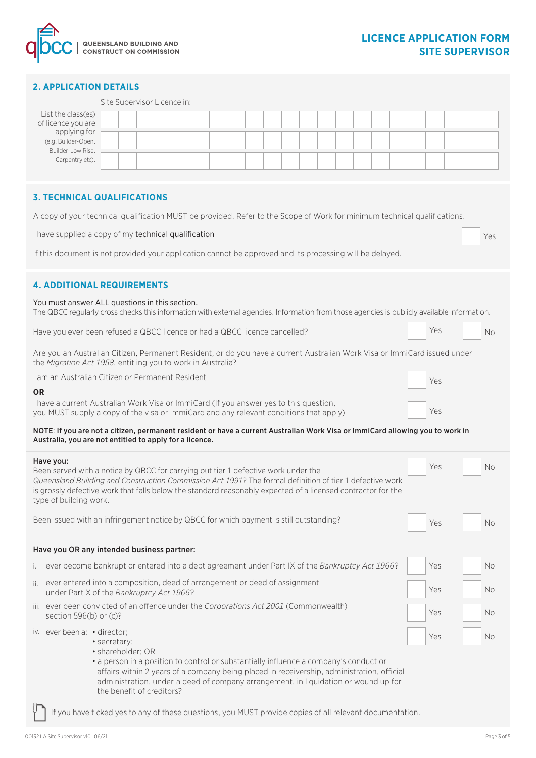# LICENCE APPLICATION FORM SITE SUPERVISOR

## 2. APPLICATION DETAILS

Site Supervisor Licence in:

List the class(es) of licence you are applying for (e.g. Builder-Open, Builder-Low Rise, Carpentry etc).

| |
|---|
| |
| |
| |

## 3. TECHNICAL QUALIFICATIONS

A copy of your technical qualification MUST be provided. Refer to the Scope of Work for minimum technical qualifications.

I have supplied a copy of my technical qualification ☐ Yes

If this document is not provided your application cannot be approved and its processing will be delayed.

## 4. ADDITIONAL REQUIREMENTS

You must answer ALL questions in this section.
The QBCC regularly cross checks this information with external agencies. Information from those agencies is publicly available information.

Have you ever been refused a QBCC licence or had a QBCC licence cancelled? ☐ Yes ☐ No

Are you an Australian Citizen, Permanent Resident, or do you have a current Australian Work Visa or ImmiCard issued under the *Migration Act 1958*, entitling you to work in Australia?

I am an Australian Citizen or Permanent Resident ☐ Yes

**OR**

I have a current Australian Work Visa or ImmiCard (If you answer yes to this question, you MUST supply a copy of the visa or ImmiCard and any relevant conditions that apply) ☐ Yes

**NOTE**: **If you are not a citizen, permanent resident or have a current Australian Work Visa or ImmiCard allowing you to work in Australia, you are not entitled to apply for a licence.**

**Have you:**

Been served with a notice by QBCC for carrying out tier 1 defective work under the *Queensland Building and Construction Commission Act 1991*? The formal definition of tier 1 defective work is grossly defective work that falls below the standard reasonably expected of a licensed contractor for the type of building work. ☐ Yes ☐ No

Been issued with an infringement notice by QBCC for which payment is still outstanding? ☐ Yes ☐ No

**Have you OR any intended business partner:**

i. ever become bankrupt or entered into a debt agreement under Part IX of the *Bankruptcy Act 1966*? ☐ Yes ☐ No

ii. ever entered into a composition, deed of arrangement or deed of assignment under Part X of the *Bankruptcy Act 1966*? ☐ Yes ☐ No

iii. ever been convicted of an offence under the *Corporations Act 2001* (Commonwealth) section 596(b) or (c)? ☐ Yes ☐ No

iv. ever been a:
- director;
- secretary;
- shareholder; OR
- a person in a position to control or substantially influence a company's conduct or affairs within 2 years of a company being placed in receivership, administration, official administration, under a deed of company arrangement, in liquidation or wound up for the benefit of creditors?

☐ Yes ☐ No

If you have ticked yes to any of these questions, you MUST provide copies of all relevant documentation.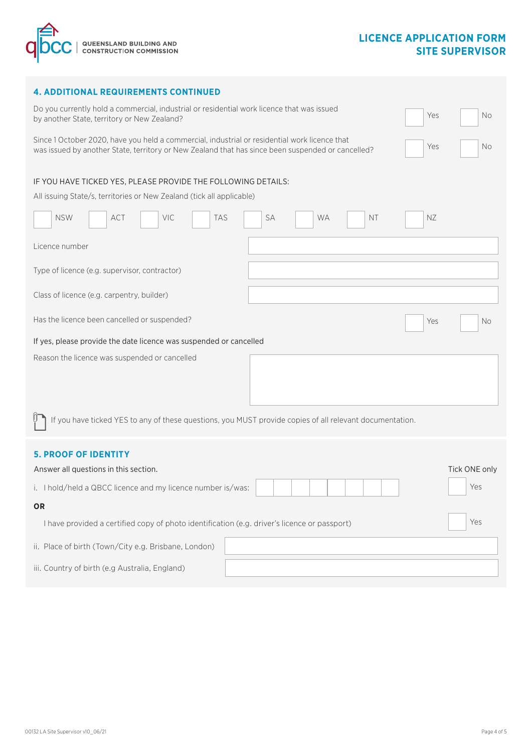## 4. ADDITIONAL REQUIREMENTS CONTINUED

Do you currently hold a commercial, industrial or residential work licence that was issued by another State, territory or New Zealand? ☐ Yes ☐ No

Since 1 October 2020, have you held a commercial, industrial or residential work licence that was issued by another State, territory or New Zealand that has since been suspended or cancelled? ☐ Yes ☐ No

IF YOU HAVE TICKED YES, PLEASE PROVIDE THE FOLLOWING DETAILS:

All issuing State/s, territories or New Zealand (tick all applicable)

☐ NSW ☐ ACT ☐ VIC ☐ TAS ☐ SA ☐ WA ☐ NT ☐ NZ

| | |
|---|---|
| Licence number | |
| Type of licence (e.g. supervisor, contractor) | |
| Class of licence (e.g. carpentry, builder) | |

Has the licence been cancelled or suspended? ☐ Yes ☐ No

If yes, please provide the date licence was suspended or cancelled

| | |
|---|---|
| Reason the licence was suspended or cancelled | |

If you have ticked YES to any of these questions, you MUST provide copies of all relevant documentation.

## 5. PROOF OF IDENTITY

Answer all questions in this section. Tick ONE only

i. I hold/held a QBCC licence and my licence number is/was: ☐☐☐☐☐☐☐☐ ☐ Yes

**OR**

I have provided a certified copy of photo identification (e.g. driver's licence or passport) ☐ Yes

| | |
|---|---|
| ii. Place of birth (Town/City e.g. Brisbane, London) | |
| iii. Country of birth (e.g Australia, England) | |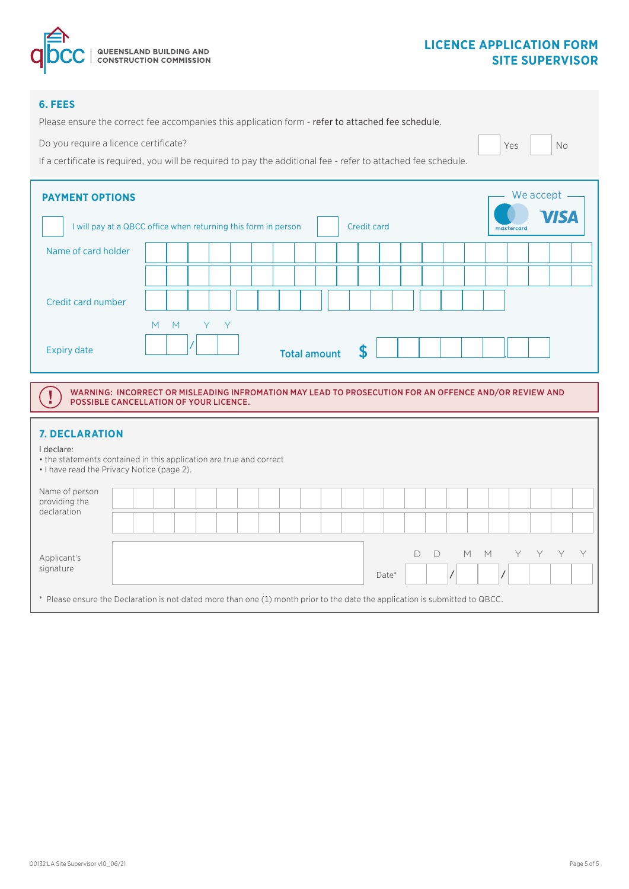**LICENCE APPLICATION FORM**
**SITE SUPERVISOR**

## 6. FEES

Please ensure the correct fee accompanies this application form - refer to attached fee schedule.

Do you require a licence certificate? ☐ Yes ☐ No

If a certificate is required, you will be required to pay the additional fee - refer to attached fee schedule.

## PAYMENT OPTIONS

We accept: mastercard, VISA

☐ I will pay at a QBCC office when returning this form in person ☐ Credit card

Name of card holder

Credit card number

Expiry date MM / YY

**Total amount $**

**WARNING: INCORRECT OR MISLEADING INFROMATION MAY LEAD TO PROSECUTION FOR AN OFFENCE AND/OR REVIEW AND POSSIBLE CANCELLATION OF YOUR LICENCE.**

## 7. DECLARATION

I declare:

- the statements contained in this application are true and correct
- I have read the Privacy Notice (page 2).

Name of person providing the declaration

Applicant's signature

Date* DD / MM / YYYY

\* Please ensure the Declaration is not dated more than one (1) month prior to the date the application is submitted to QBCC.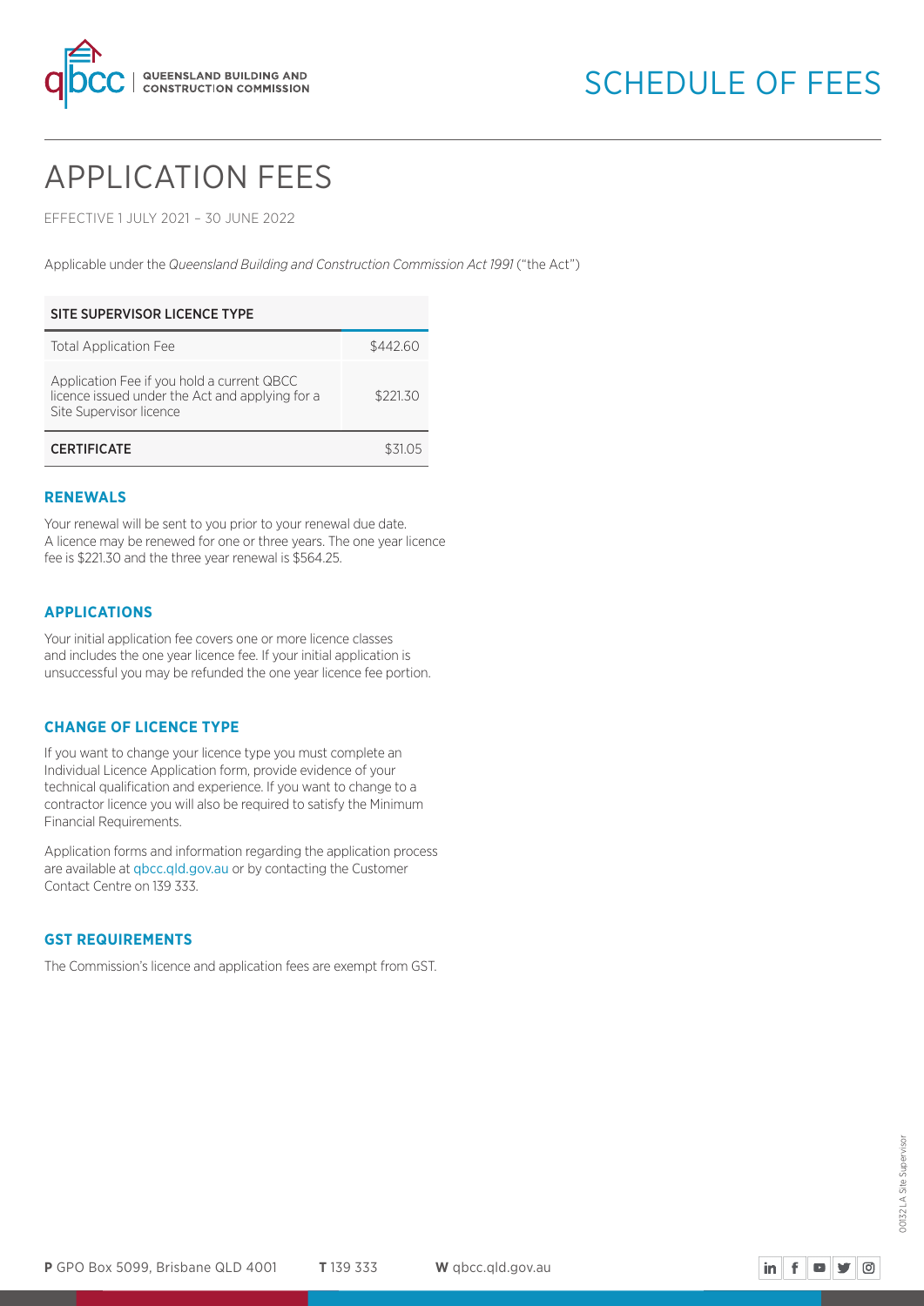QUEENSLAND BUILDING AND CONSTRUCTION COMMISSION

# SCHEDULE OF FEES

## APPLICATION FEES

EFFECTIVE 1 JULY 2021 – 30 JUNE 2022

Applicable under the *Queensland Building and Construction Commission Act 1991* ("the Act")

| SITE SUPERVISOR LICENCE TYPE | |
|---|---|
| Total Application Fee | \$442.60 |
| Application Fee if you hold a current QBCC licence issued under the Act and applying for a Site Supervisor licence | \$221.30 |
| **CERTIFICATE** | \$31.05 |

### RENEWALS

Your renewal will be sent to you prior to your renewal due date. A licence may be renewed for one or three years. The one year licence fee is \$221.30 and the three year renewal is \$564.25.

### APPLICATIONS

Your initial application fee covers one or more licence classes and includes the one year licence fee. If your initial application is unsuccessful you may be refunded the one year licence fee portion.

### CHANGE OF LICENCE TYPE

If you want to change your licence type you must complete an Individual Licence Application form, provide evidence of your technical qualification and experience. If you want to change to a contractor licence you will also be required to satisfy the Minimum Financial Requirements.

Application forms and information regarding the application process are available at qbcc.qld.gov.au or by contacting the Customer Contact Centre on 139 333.

### GST REQUIREMENTS

The Commission's licence and application fees are exempt from GST.

**P** GPO Box 5099, Brisbane QLD 4001 **T** 139 333 **W** qbcc.qld.gov.au

00132 LA Site Supervisor